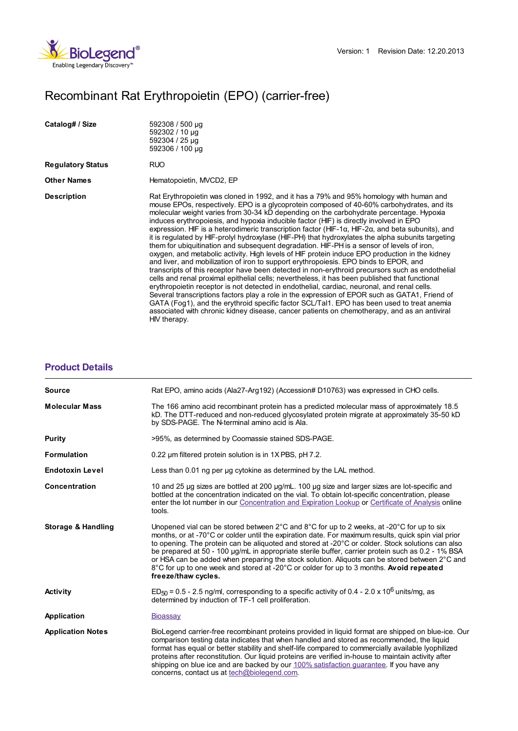Version: 1 Revision Date: 12.20.2013

# Recombinant Rat Erythropoietin (EPO) (carrier-free)

| | |
|---|---|
| **Catalog# / Size** | 592308 / 500 µg<br>592302 / 10 µg<br>592304 / 25 µg<br>592306 / 100 µg |
| **Regulatory Status** | RUO |
| **Other Names** | Hematopoietin, MVCD2, EP |
| **Description** | Rat Erythropoietin was cloned in 1992, and it has a 79% and 95% homology with human and mouse EPOs, respectively. EPO is a glycoprotein composed of 40-60% carbohydrates, and its molecular weight varies from 30-34 kD depending on the carbohydrate percentage. Hypoxia induces erythropoiesis, and hypoxia inducible factor (HIF) is directly involved in EPO expression. HIF is a heterodimeric transcription factor (HIF-1α, HIF-2α, and beta subunits), and it is regulated by HIF-prolyl hydroxylase (HIF-PH) that hydroxylates the alpha subunits targeting them for ubiquitination and subsequent degradation. HIF-PH is a sensor of levels of iron, oxygen, and metabolic activity. High levels of HIF protein induce EPO production in the kidney and liver, and mobilization of iron to support erythropoiesis. EPO binds to EPOR, and transcripts of this receptor have been detected in non-erythroid precursors such as endothelial cells and renal proximal epithelial cells; nevertheless, it has been published that functional erythropoietin receptor is not detected in endothelial, cardiac, neuronal, and renal cells. Several transcriptions factors play a role in the expression of EPOR such as GATA1, Friend of GATA (Fog1), and the erythroid specific factor SCL/Tal1. EPO has been used to treat anemia associated with chronic kidney disease, cancer patients on chemotherapy, and as an antiviral HIV therapy. |

## Product Details

| | |
|---|---|
| **Source** | Rat EPO, amino acids (Ala27-Arg192) (Accession# D10763) was expressed in CHO cells. |
| **Molecular Mass** | The 166 amino acid recombinant protein has a predicted molecular mass of approximately 18.5 kD. The DTT-reduced and non-reduced glycosylated protein migrate at approximately 35-50 kD by SDS-PAGE. The N-terminal amino acid is Ala. |
| **Purity** | >95%, as determined by Coomassie stained SDS-PAGE. |
| **Formulation** | 0.22 µm filtered protein solution is in 1X PBS, pH 7.2. |
| **Endotoxin Level** | Less than 0.01 ng per µg cytokine as determined by the LAL method. |
| **Concentration** | 10 and 25 µg sizes are bottled at 200 µg/mL. 100 µg size and larger sizes are lot-specific and bottled at the concentration indicated on the vial. To obtain lot-specific concentration, please enter the lot number in our Concentration and Expiration Lookup or Certificate of Analysis online tools. |
| **Storage & Handling** | Unopened vial can be stored between 2°C and 8°C for up to 2 weeks, at -20°C for up to six months, or at -70°C or colder until the expiration date. For maximum results, quick spin vial prior to opening. The protein can be aliquoted and stored at -20°C or colder. Stock solutions can also be prepared at 50 - 100 µg/mL in appropriate sterile buffer, carrier protein such as 0.2 - 1% BSA or HSA can be added when preparing the stock solution. Aliquots can be stored between 2°C and 8°C for up to one week and stored at -20°C or colder for up to 3 months. **Avoid repeated freeze/thaw cycles.** |
| **Activity** | $ED_{50}$ = 0.5 - 2.5 ng/ml, corresponding to a specific activity of 0.4 - 2.0 x $10^6$ units/mg, as determined by induction of TF-1 cell proliferation. |
| **Application** | Bioassay |
| **Application Notes** | BioLegend carrier-free recombinant proteins provided in liquid format are shipped on blue-ice. Our comparison testing data indicates that when handled and stored as recommended, the liquid format has equal or better stability and shelf-life compared to commercially available lyophilized proteins after reconstitution. Our liquid proteins are verified in-house to maintain activity after shipping on blue ice and are backed by our 100% satisfaction guarantee. If you have any concerns, contact us at tech@biolegend.com. |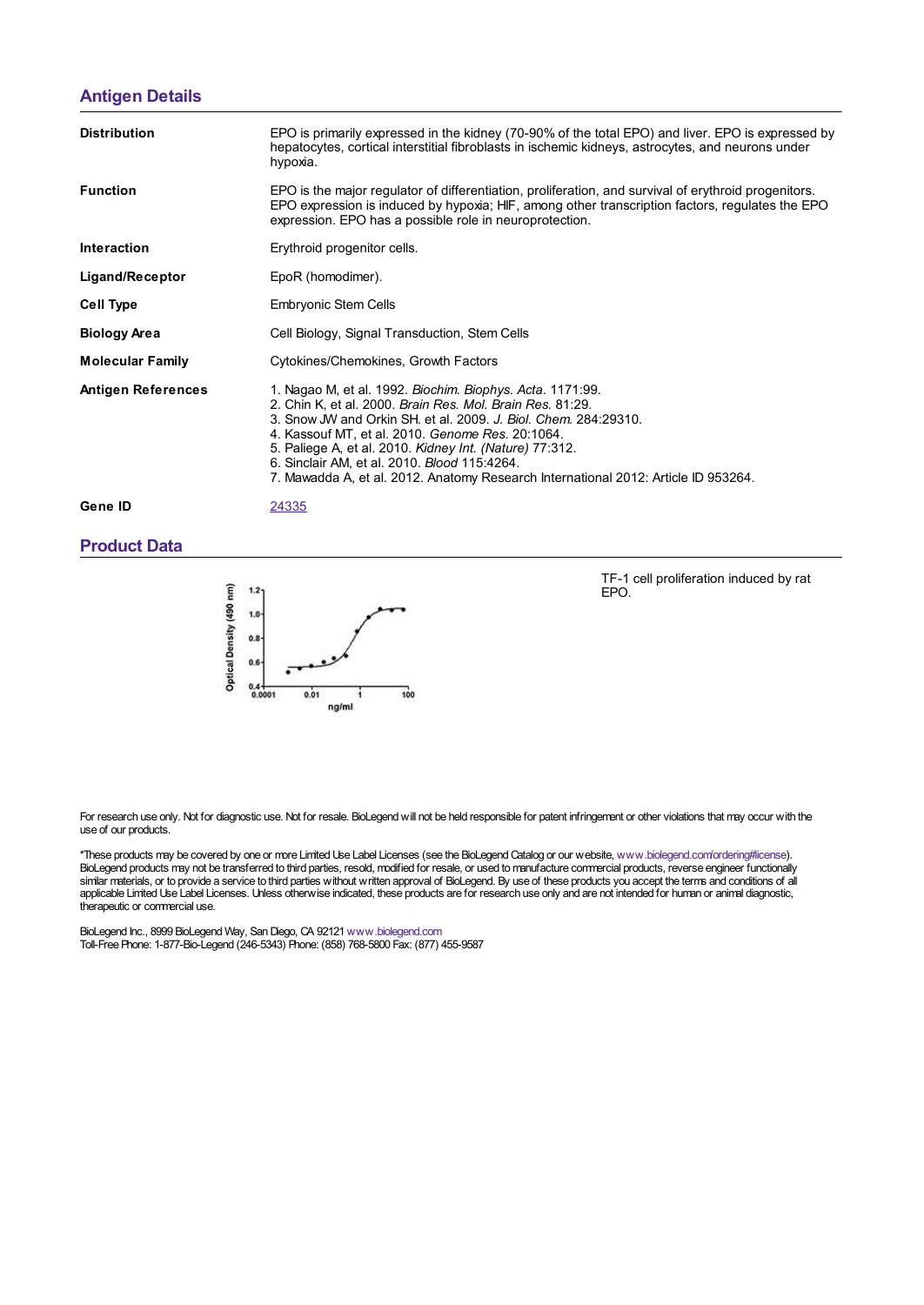## Antigen Details

| | |
|---|---|
| **Distribution** | EPO is primarily expressed in the kidney (70-90% of the total EPO) and liver. EPO is expressed by hepatocytes, cortical interstitial fibroblasts in ischemic kidneys, astrocytes, and neurons under hypoxia. |
| **Function** | EPO is the major regulator of differentiation, proliferation, and survival of erythroid progenitors. EPO expression is induced by hypoxia; HIF, among other transcription factors, regulates the EPO expression. EPO has a possible role in neuroprotection. |
| **Interaction** | Erythroid progenitor cells. |
| **Ligand/Receptor** | EpoR (homodimer). |
| **Cell Type** | Embryonic Stem Cells |
| **Biology Area** | Cell Biology, Signal Transduction, Stem Cells |
| **Molecular Family** | Cytokines/Chemokines, Growth Factors |
| **Antigen References** | 1. Nagao M, et al. 1992. *Biochim. Biophys. Acta*. 1171:99.<br>2. Chin K, et al. 2000. *Brain Res. Mol. Brain Res.* 81:29.<br>3. Snow JW and Orkin SH. et al. 2009. *J. Biol. Chem.* 284:29310.<br>4. Kassouf MT, et al. 2010. *Genome Res.* 20:1064.<br>5. Paliege A, et al. 2010. *Kidney Int. (Nature)* 77:312.<br>6. Sinclair AM, et al. 2010. *Blood* 115:4264.<br>7. Mawadda A, et al. 2012. Anatomy Research International 2012: Article ID 953264. |
| **Gene ID** | 24335 |

## Product Data

Optical Density (490 nm)

1.2
1.0
0.8
0.6
0.4

0.0001
0.01
1
100

ng/ml

TF-1 cell proliferation induced by rat EPO.

For research use only. Not for diagnostic use. Not for resale. BioLegend will not be held responsible for patent infringement or other violations that may occur with the use of our products.

*These products may be covered by one or more Limited Use Label Licenses (see the BioLegend Catalog or our website, www.biolegend.com/ordering#license). BioLegend products may not be transferred to third parties, resold, modified for resale, or used to manufacture commercial products, reverse engineer functionally similar materials, or to provide a service to third parties without written approval of BioLegend. By use of these products you accept the terms and conditions of all applicable Limited Use Label Licenses. Unless otherwise indicated, these products are for research use only and are not intended for human or animal diagnostic, therapeutic or commercial use.

BioLegend Inc., 8999 BioLegend Way, San Diego, CA 92121 www.biolegend.com
Toll-Free Phone: 1-877-Bio-Legend (246-5343) Phone: (858) 768-5800 Fax: (877) 455-9587